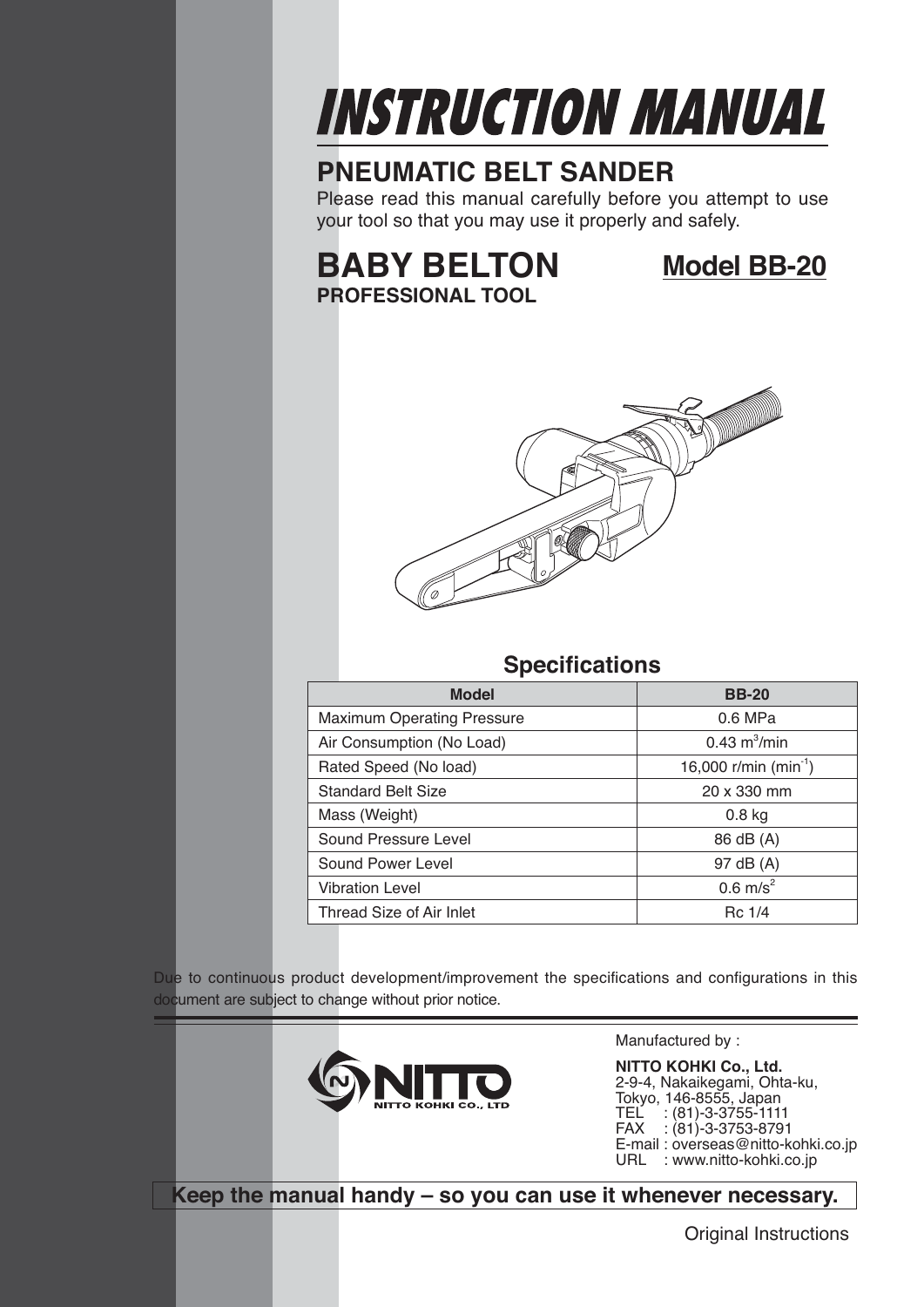# INSTRUCTION MANUAL

## PNEUMATIC BELT SANDER

Please read this manual carefully before you attempt to use your tool so that you may use it properly and safely.

## BABY BELTON

**Model BB-20**

**PROFESSIONAL TOOL**

### Specifications

| Model | BB-20 |
|---|---|
| Maximum Operating Pressure | 0.6 MPa |
| Air Consumption (No Load) | 0.43 $m^3$/min |
| Rated Speed (No load) | 16,000 r/min ($min^{-1}$) |
| Standard Belt Size | 20 x 330 mm |
| Mass (Weight) | 0.8 kg |
| Sound Pressure Level | 86 dB (A) |
| Sound Power Level | 97 dB (A) |
| Vibration Level | 0.6 $m/s^2$ |
| Thread Size of Air Inlet | Rc 1/4 |

Due to continuous product development/improvement the specifications and configurations in this document are subject to change without prior notice.

NITTO KOHKI CO., LTD

Manufactured by :

**NITTO KOHKI Co., Ltd.**
2-9-4, Nakaikegami, Ohta-ku,
Tokyo, 146-8555, Japan
TEL : (81)-3-3755-1111
FAX : (81)-3-3753-8791
E-mail : overseas@nitto-kohki.co.jp
URL : www.nitto-kohki.co.jp

**Keep the manual handy – so you can use it whenever necessary.**

Original Instructions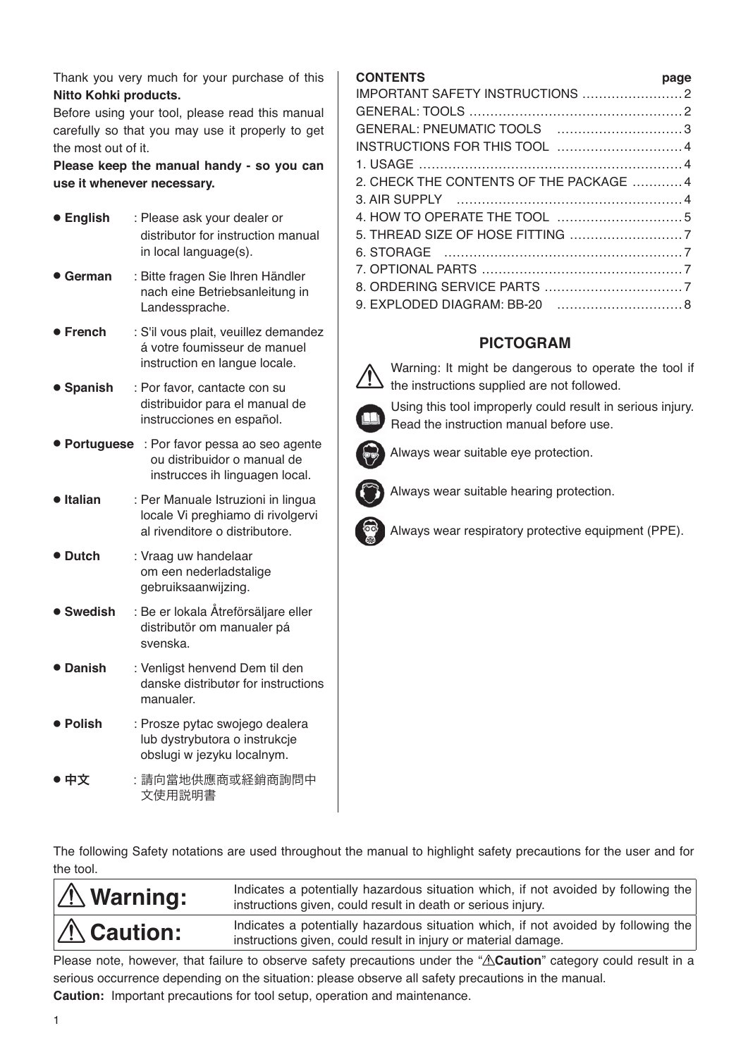Thank you very much for your purchase of this **Nitto Kohki products.**

Before using your tool, please read this manual carefully so that you may use it properly to get the most out of it.

**Please keep the manual handy - so you can use it whenever necessary.**

- **English** : Please ask your dealer or distributor for instruction manual in local language(s).
- **German** : Bitte fragen Sie Ihren Händler nach eine Betriebsanleitung in Landessprache.
- **French** : S'il vous plait, veuillez demandez á votre foumisseur de manuel instruction en langue locale.
- **Spanish** : Por favor, cantacte con su distribuidor para el manual de instrucciones en español.
- **Portuguese** : Por favor pessa ao seo agente ou distribuidor o manual de instrucces ih linguagen local.
- **Italian** : Per Manuale Istruzioni in lingua locale Vi preghiamo di rivolgervi al rivenditore o distributore.
- **Dutch** : Vraag uw handelaar om een nederladstalige gebruiksaanwijzing.
- **Swedish** : Be er lokala Åtreförsäljare eller distributör om manualer pá svenska.
- **Danish** : Venligst henvend Dem til den danske distributør for instructions manualer.
- **Polish** : Prosze pytac swojego dealera lub dystrybutora o instrukcje obslugi w jezyku localnym.
- **中文** : 請向當地供應商或経銷商詢問中文使用説明書

| CONTENTS | page |
|---|---|
| IMPORTANT SAFETY INSTRUCTIONS | 2 |
| GENERAL: TOOLS | 2 |
| GENERAL: PNEUMATIC TOOLS | 3 |
| INSTRUCTIONS FOR THIS TOOL | 4 |
| 1. USAGE | 4 |
| 2. CHECK THE CONTENTS OF THE PACKAGE | 4 |
| 3. AIR SUPPLY | 4 |
| 4. HOW TO OPERATE THE TOOL | 5 |
| 5. THREAD SIZE OF HOSE FITTING | 7 |
| 6. STORAGE | 7 |
| 7. OPTIONAL PARTS | 7 |
| 8. ORDERING SERVICE PARTS | 7 |
| 9. EXPLODED DIAGRAM: BB-20 | 8 |

## PICTOGRAM

⚠ Warning: It might be dangerous to operate the tool if the instructions supplied are not followed.

Using this tool improperly could result in serious injury. Read the instruction manual before use.

Always wear suitable eye protection.

Always wear suitable hearing protection.

Always wear respiratory protective equipment (PPE).

The following Safety notations are used throughout the manual to highlight safety precautions for the user and for the tool.

| | |
|---|---|
| ⚠ **Warning:** | Indicates a potentially hazardous situation which, if not avoided by following the instructions given, could result in death or serious injury. |
| ⚠ **Caution:** | Indicates a potentially hazardous situation which, if not avoided by following the instructions given, could result in injury or material damage. |

Please note, however, that failure to observe safety precautions under the "⚠**Caution**" category could result in a serious occurrence depending on the situation: please observe all safety precautions in the manual.

**Caution:** Important precautions for tool setup, operation and maintenance.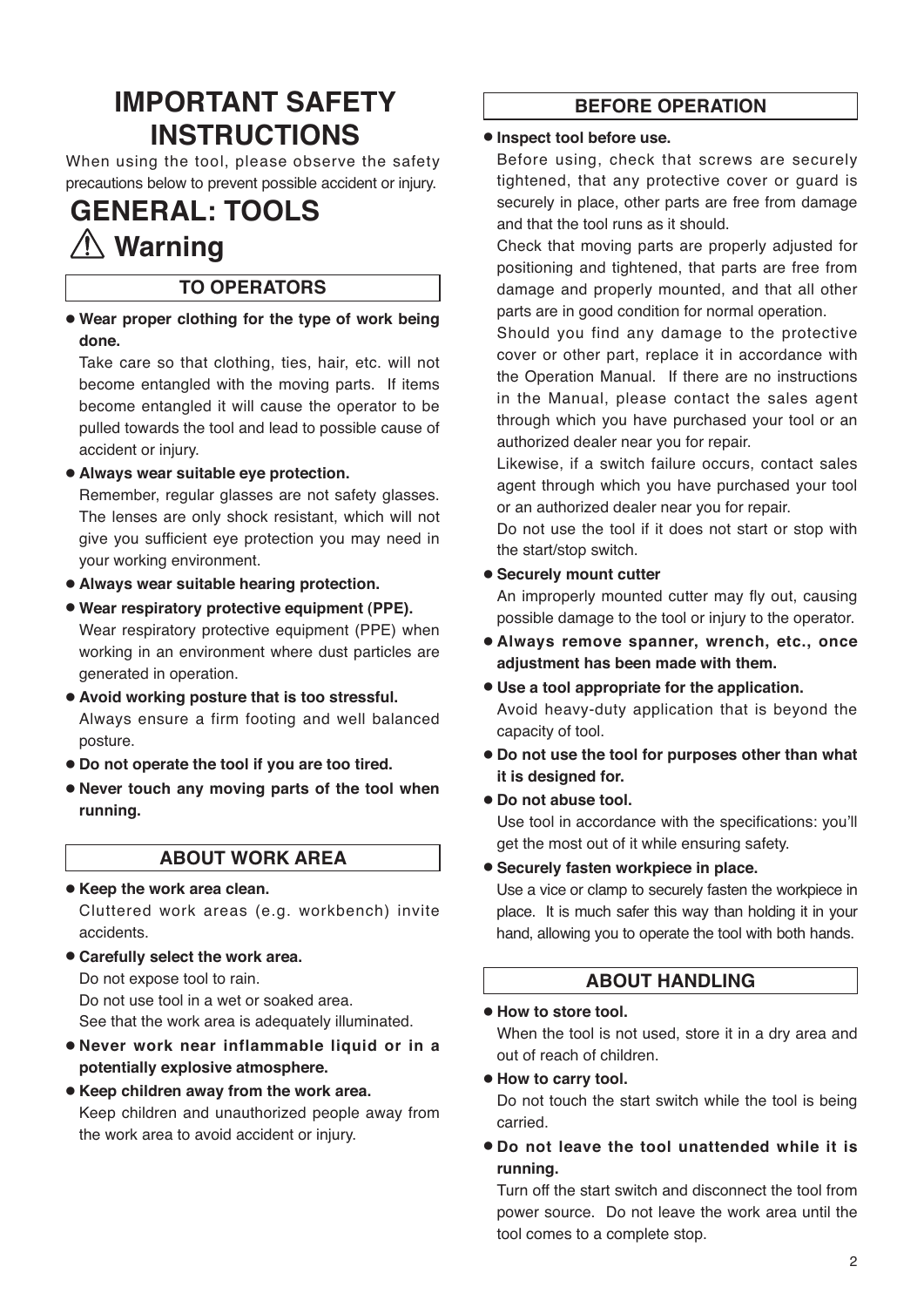# IMPORTANT SAFETY INSTRUCTIONS

When using the tool, please observe the safety precautions below to prevent possible accident or injury.

# GENERAL: TOOLS

## ⚠ Warning

### TO OPERATORS

- **Wear proper clothing for the type of work being done.**
  Take care so that clothing, ties, hair, etc. will not become entangled with the moving parts. If items become entangled it will cause the operator to be pulled towards the tool and lead to possible cause of accident or injury.
- **Always wear suitable eye protection.**
  Remember, regular glasses are not safety glasses. The lenses are only shock resistant, which will not give you sufficient eye protection you may need in your working environment.
- **Always wear suitable hearing protection.**
- **Wear respiratory protective equipment (PPE).**
  Wear respiratory protective equipment (PPE) when working in an environment where dust particles are generated in operation.
- **Avoid working posture that is too stressful.**
  Always ensure a firm footing and well balanced posture.
- **Do not operate the tool if you are too tired.**
- **Never touch any moving parts of the tool when running.**

### ABOUT WORK AREA

- **Keep the work area clean.**
  Cluttered work areas (e.g. workbench) invite accidents.
- **Carefully select the work area.**
  Do not expose tool to rain.
  Do not use tool in a wet or soaked area.
  See that the work area is adequately illuminated.
- **Never work near inflammable liquid or in a potentially explosive atmosphere.**
- **Keep children away from the work area.**
  Keep children and unauthorized people away from the work area to avoid accident or injury.

### BEFORE OPERATION

- **Inspect tool before use.**
  Before using, check that screws are securely tightened, that any protective cover or guard is securely in place, other parts are free from damage and that the tool runs as it should.
  Check that moving parts are properly adjusted for positioning and tightened, that parts are free from damage and properly mounted, and that all other parts are in good condition for normal operation.
  Should you find any damage to the protective cover or other part, replace it in accordance with the Operation Manual. If there are no instructions in the Manual, please contact the sales agent through which you have purchased your tool or an authorized dealer near you for repair.
  Likewise, if a switch failure occurs, contact sales agent through which you have purchased your tool or an authorized dealer near you for repair.
  Do not use the tool if it does not start or stop with the start/stop switch.
- **Securely mount cutter**
  An improperly mounted cutter may fly out, causing possible damage to the tool or injury to the operator.
- **Always remove spanner, wrench, etc., once adjustment has been made with them.**
- **Use a tool appropriate for the application.**
  Avoid heavy-duty application that is beyond the capacity of tool.
- **Do not use the tool for purposes other than what it is designed for.**
- **Do not abuse tool.**
  Use tool in accordance with the specifications: you'll get the most out of it while ensuring safety.
- **Securely fasten workpiece in place.**
  Use a vice or clamp to securely fasten the workpiece in place. It is much safer this way than holding it in your hand, allowing you to operate the tool with both hands.

### ABOUT HANDLING

- **How to store tool.**
  When the tool is not used, store it in a dry area and out of reach of children.
- **How to carry tool.**
  Do not touch the start switch while the tool is being carried.
- **Do not leave the tool unattended while it is running.**
  Turn off the start switch and disconnect the tool from power source. Do not leave the work area until the tool comes to a complete stop.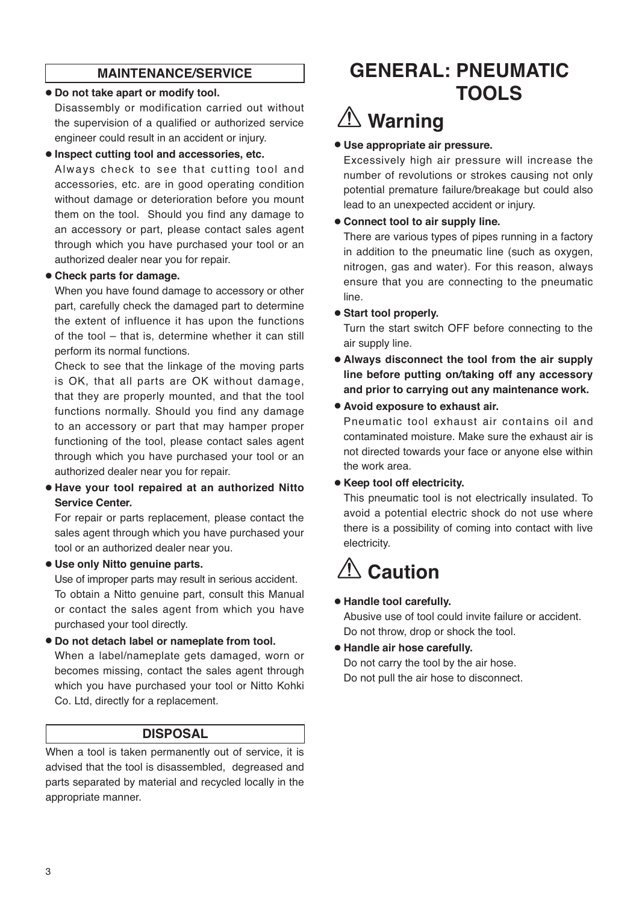## MAINTENANCE/SERVICE

- **Do not take apart or modify tool.**
  Disassembly or modification carried out without the supervision of a qualified or authorized service engineer could result in an accident or injury.
- **Inspect cutting tool and accessories, etc.**
  Always check to see that cutting tool and accessories, etc. are in good operating condition without damage or deterioration before you mount them on the tool. Should you find any damage to an accessory or part, please contact sales agent through which you have purchased your tool or an authorized dealer near you for repair.
- **Check parts for damage.**
  When you have found damage to accessory or other part, carefully check the damaged part to determine the extent of influence it has upon the functions of the tool – that is, determine whether it can still perform its normal functions.
  Check to see that the linkage of the moving parts is OK, that all parts are OK without damage, that they are properly mounted, and that the tool functions normally. Should you find any damage to an accessory or part that may hamper proper functioning of the tool, please contact sales agent through which you have purchased your tool or an authorized dealer near you for repair.
- **Have your tool repaired at an authorized Nitto Service Center.**
  For repair or parts replacement, please contact the sales agent through which you have purchased your tool or an authorized dealer near you.
- **Use only Nitto genuine parts.**
  Use of improper parts may result in serious accident. To obtain a Nitto genuine part, consult this Manual or contact the sales agent from which you have purchased your tool directly.
- **Do not detach label or nameplate from tool.**
  When a label/nameplate gets damaged, worn or becomes missing, contact the sales agent through which you have purchased your tool or Nitto Kohki Co. Ltd, directly for a replacement.

## DISPOSAL

When a tool is taken permanently out of service, it is advised that the tool is disassembled, degreased and parts separated by material and recycled locally in the appropriate manner.

# GENERAL: PNEUMATIC TOOLS

## ⚠ Warning

- **Use appropriate air pressure.**
  Excessively high air pressure will increase the number of revolutions or strokes causing not only potential premature failure/breakage but could also lead to an unexpected accident or injury.
- **Connect tool to air supply line.**
  There are various types of pipes running in a factory in addition to the pneumatic line (such as oxygen, nitrogen, gas and water). For this reason, always ensure that you are connecting to the pneumatic line.
- **Start tool properly.**
  Turn the start switch OFF before connecting to the air supply line.
- **Always disconnect the tool from the air supply line before putting on/taking off any accessory and prior to carrying out any maintenance work.**
- **Avoid exposure to exhaust air.**
  Pneumatic tool exhaust air contains oil and contaminated moisture. Make sure the exhaust air is not directed towards your face or anyone else within the work area.
- **Keep tool off electricity.**
  This pneumatic tool is not electrically insulated. To avoid a potential electric shock do not use where there is a possibility of coming into contact with live electricity.

## ⚠ Caution

- **Handle tool carefully.**
  Abusive use of tool could invite failure or accident.
  Do not throw, drop or shock the tool.
- **Handle air hose carefully.**
  Do not carry the tool by the air hose.
  Do not pull the air hose to disconnect.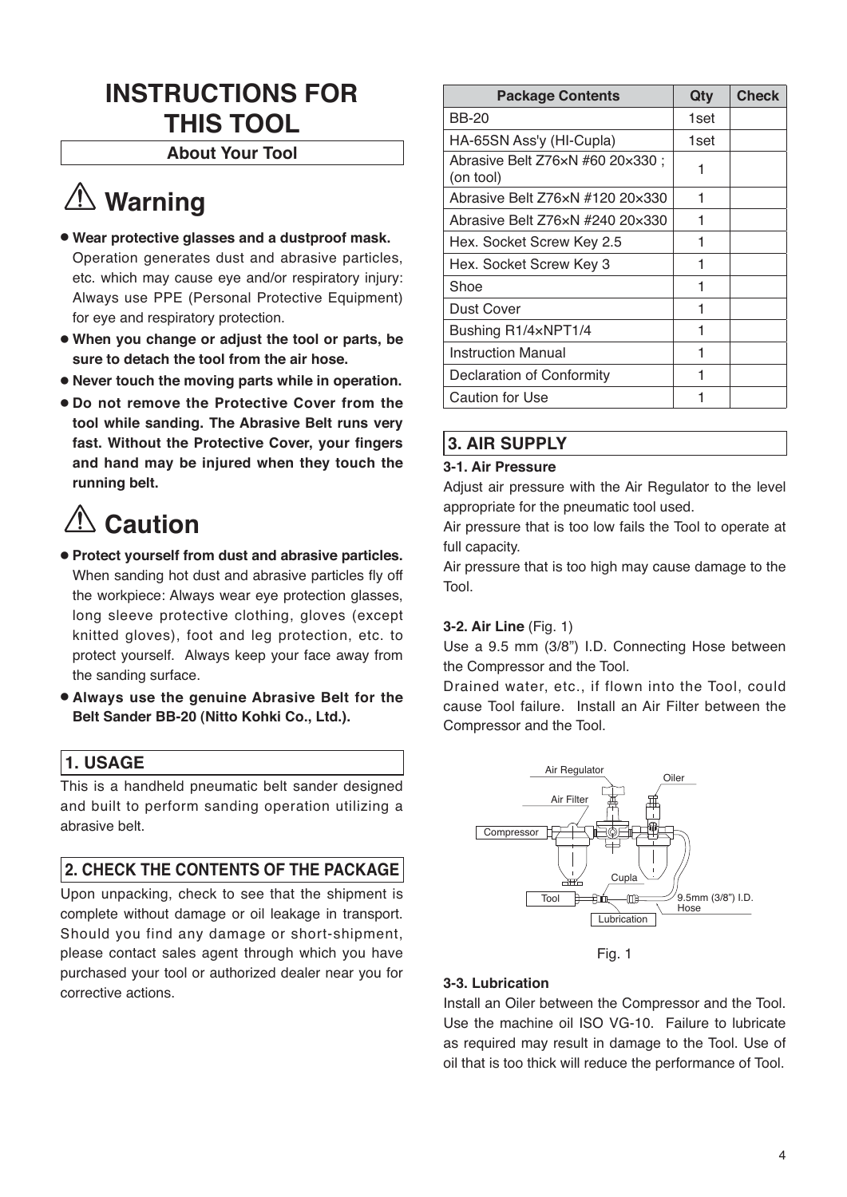# INSTRUCTIONS FOR THIS TOOL

**About Your Tool**

## ⚠ Warning

- **Wear protective glasses and a dustproof mask.** Operation generates dust and abrasive particles, etc. which may cause eye and/or respiratory injury: Always use PPE (Personal Protective Equipment) for eye and respiratory protection.
- **When you change or adjust the tool or parts, be sure to detach the tool from the air hose.**
- **Never touch the moving parts while in operation.**
- **Do not remove the Protective Cover from the tool while sanding. The Abrasive Belt runs very fast. Without the Protective Cover, your fingers and hand may be injured when they touch the running belt.**

## ⚠ Caution

- **Protect yourself from dust and abrasive particles.** When sanding hot dust and abrasive particles fly off the workpiece: Always wear eye protection glasses, long sleeve protective clothing, gloves (except knitted gloves), foot and leg protection, etc. to protect yourself. Always keep your face away from the sanding surface.
- **Always use the genuine Abrasive Belt for the Belt Sander BB-20 (Nitto Kohki Co., Ltd.).**

## 1. USAGE

This is a handheld pneumatic belt sander designed and built to perform sanding operation utilizing a abrasive belt.

## 2. CHECK THE CONTENTS OF THE PACKAGE

Upon unpacking, check to see that the shipment is complete without damage or oil leakage in transport. Should you find any damage or short-shipment, please contact sales agent through which you have purchased your tool or authorized dealer near you for corrective actions.

| Package Contents | Qty | Check |
|---|---|---|
| BB-20 | 1set | |
| HA-65SN Ass'y (HI-Cupla) | 1set | |
| Abrasive Belt Z76×N #60 20×330 ; (on tool) | 1 | |
| Abrasive Belt Z76×N #120 20×330 | 1 | |
| Abrasive Belt Z76×N #240 20×330 | 1 | |
| Hex. Socket Screw Key 2.5 | 1 | |
| Hex. Socket Screw Key 3 | 1 | |
| Shoe | 1 | |
| Dust Cover | 1 | |
| Bushing R1/4×NPT1/4 | 1 | |
| Instruction Manual | 1 | |
| Declaration of Conformity | 1 | |
| Caution for Use | 1 | |

## 3. AIR SUPPLY

### 3-1. Air Pressure

Adjust air pressure with the Air Regulator to the level appropriate for the pneumatic tool used.

Air pressure that is too low fails the Tool to operate at full capacity.

Air pressure that is too high may cause damage to the Tool.

### 3-2. Air Line (Fig. 1)

Use a 9.5 mm (3/8") I.D. Connecting Hose between the Compressor and the Tool.

Drained water, etc., if flown into the Tool, could cause Tool failure. Install an Air Filter between the Compressor and the Tool.

Air Regulator, Oiler, Air Filter, Compressor, Cupla, Tool, Lubrication, 9.5mm (3/8") I.D. Hose

Fig. 1

### 3-3. Lubrication

Install an Oiler between the Compressor and the Tool. Use the machine oil ISO VG-10. Failure to lubricate as required may result in damage to the Tool. Use of oil that is too thick will reduce the performance of Tool.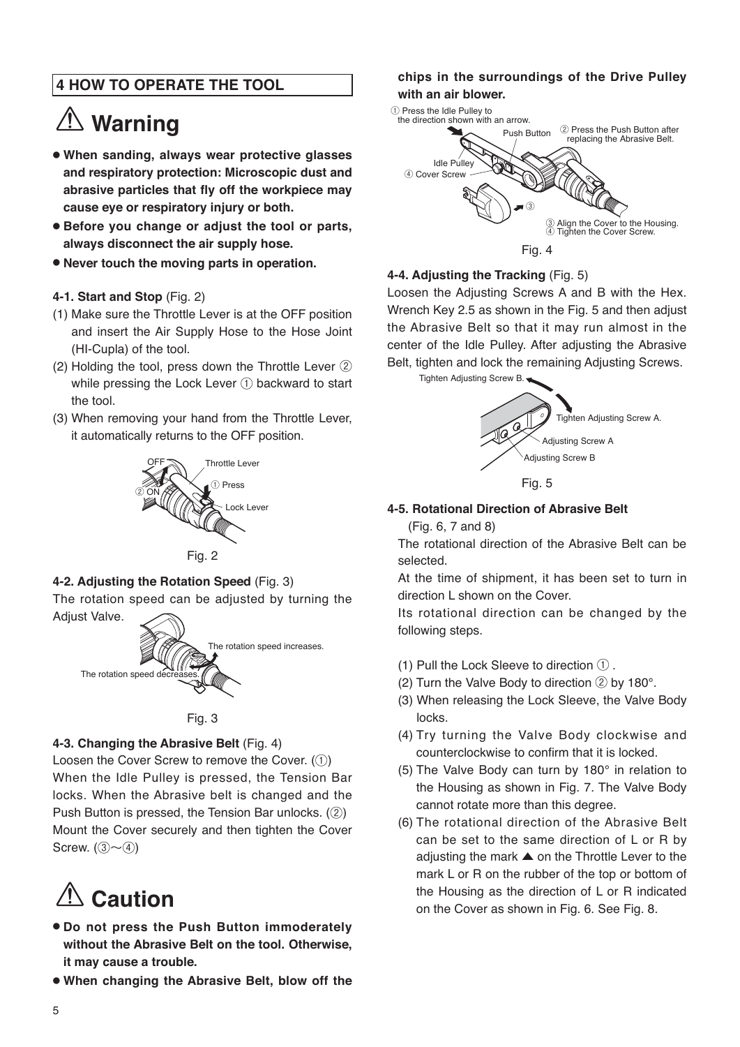## 4 HOW TO OPERATE THE TOOL

### ⚠ Warning

- **When sanding, always wear protective glasses and respiratory protection: Microscopic dust and abrasive particles that fly off the workpiece may cause eye or respiratory injury or both.**
- **Before you change or adjust the tool or parts, always disconnect the air supply hose.**
- **Never touch the moving parts in operation.**

**4-1. Start and Stop** (Fig. 2)

(1) Make sure the Throttle Lever is at the OFF position and insert the Air Supply Hose to the Hose Joint (HI-Cupla) of the tool.

(2) Holding the tool, press down the Throttle Lever ② while pressing the Lock Lever ① backward to start the tool.

(3) When removing your hand from the Throttle Lever, it automatically returns to the OFF position.

OFF
② ON
Throttle Lever
① Press
Lock Lever

Fig. 2

**4-2. Adjusting the Rotation Speed** (Fig. 3)

The rotation speed can be adjusted by turning the Adjust Valve.

The rotation speed increases.
The rotation speed decreases.

Fig. 3

**4-3. Changing the Abrasive Belt** (Fig. 4)

Loosen the Cover Screw to remove the Cover. (①)
When the Idle Pulley is pressed, the Tension Bar locks. When the Abrasive belt is changed and the Push Button is pressed, the Tension Bar unlocks. (②)
Mount the Cover securely and then tighten the Cover Screw. (③～④)

### ⚠ Caution

- **Do not press the Push Button immoderately without the Abrasive Belt on the tool. Otherwise, it may cause a trouble.**
- **When changing the Abrasive Belt, blow off the chips in the surroundings of the Drive Pulley with an air blower.**

① Press the Idle Pulley to the direction shown with an arrow.
Push Button
② Press the Push Button after replacing the Abrasive Belt.
Idle Pulley
④ Cover Screw
③
③ Align the Cover to the Housing.
④ Tighten the Cover Screw.

Fig. 4

**4-4. Adjusting the Tracking** (Fig. 5)

Loosen the Adjusting Screws A and B with the Hex. Wrench Key 2.5 as shown in the Fig. 5 and then adjust the Abrasive Belt so that it may run almost in the center of the Idle Pulley. After adjusting the Abrasive Belt, tighten and lock the remaining Adjusting Screws.

Tighten Adjusting Screw B.
Tighten Adjusting Screw A.
Adjusting Screw A
Adjusting Screw B

Fig. 5

**4-5. Rotational Direction of Abrasive Belt** (Fig. 6, 7 and 8)

The rotational direction of the Abrasive Belt can be selected.

At the time of shipment, it has been set to turn in direction L shown on the Cover.

Its rotational direction can be changed by the following steps.

(1) Pull the Lock Sleeve to direction ① .

(2) Turn the Valve Body to direction ② by 180°.

(3) When releasing the Lock Sleeve, the Valve Body locks.

(4) Try turning the Valve Body clockwise and counterclockwise to confirm that it is locked.

(5) The Valve Body can turn by 180° in relation to the Housing as shown in Fig. 7. The Valve Body cannot rotate more than this degree.

(6) The rotational direction of the Abrasive Belt can be set to the same direction of L or R by adjusting the mark ▲ on the Throttle Lever to the mark L or R on the rubber of the top or bottom of the Housing as the direction of L or R indicated on the Cover as shown in Fig. 6. See Fig. 8.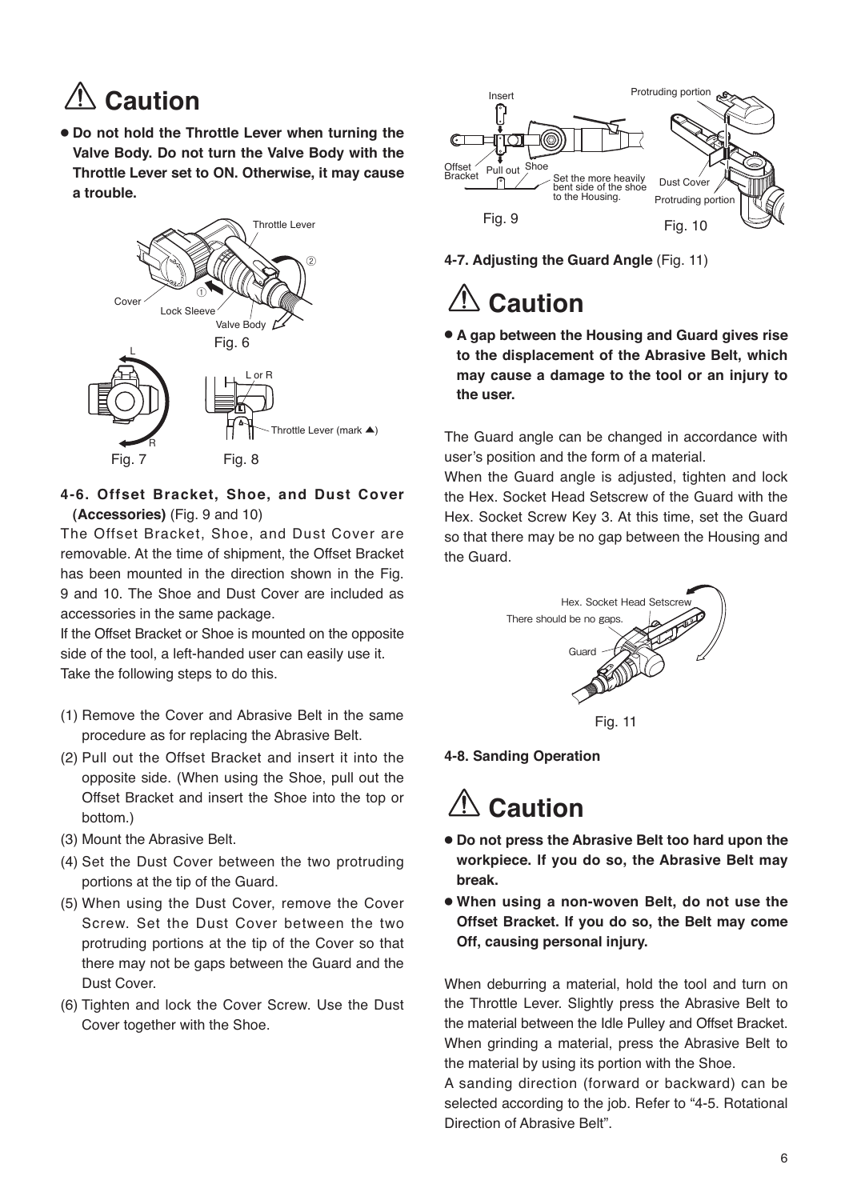## ⚠ Caution

- **Do not hold the Throttle Lever when turning the Valve Body. Do not turn the Valve Body with the Throttle Lever set to ON. Otherwise, it may cause a trouble.**

Fig. 6

Fig. 7

Fig. 8

### 4-6. Offset Bracket, Shoe, and Dust Cover (Accessories) (Fig. 9 and 10)

The Offset Bracket, Shoe, and Dust Cover are removable. At the time of shipment, the Offset Bracket has been mounted in the direction shown in the Fig. 9 and 10. The Shoe and Dust Cover are included as accessories in the same package.

If the Offset Bracket or Shoe is mounted on the opposite side of the tool, a left-handed user can easily use it. Take the following steps to do this.

(1) Remove the Cover and Abrasive Belt in the same procedure as for replacing the Abrasive Belt.
(2) Pull out the Offset Bracket and insert it into the opposite side. (When using the Shoe, pull out the Offset Bracket and insert the Shoe into the top or bottom.)
(3) Mount the Abrasive Belt.
(4) Set the Dust Cover between the two protruding portions at the tip of the Guard.
(5) When using the Dust Cover, remove the Cover Screw. Set the Dust Cover between the two protruding portions at the tip of the Cover so that there may not be gaps between the Guard and the Dust Cover.
(6) Tighten and lock the Cover Screw. Use the Dust Cover together with the Shoe.

Fig. 9

Fig. 10

### 4-7. Adjusting the Guard Angle (Fig. 11)

## ⚠ Caution

- **A gap between the Housing and Guard gives rise to the displacement of the Abrasive Belt, which may cause a damage to the tool or an injury to the user.**

The Guard angle can be changed in accordance with user's position and the form of a material.

When the Guard angle is adjusted, tighten and lock the Hex. Socket Head Setscrew of the Guard with the Hex. Socket Screw Key 3. At this time, set the Guard so that there may be no gap between the Housing and the Guard.

Fig. 11

### 4-8. Sanding Operation

## ⚠ Caution

- **Do not press the Abrasive Belt too hard upon the workpiece. If you do so, the Abrasive Belt may break.**
- **When using a non-woven Belt, do not use the Offset Bracket. If you do so, the Belt may come Off, causing personal injury.**

When deburring a material, hold the tool and turn on the Throttle Lever. Slightly press the Abrasive Belt to the material between the Idle Pulley and Offset Bracket. When grinding a material, press the Abrasive Belt to the material by using its portion with the Shoe.

A sanding direction (forward or backward) can be selected according to the job. Refer to "4-5. Rotational Direction of Abrasive Belt".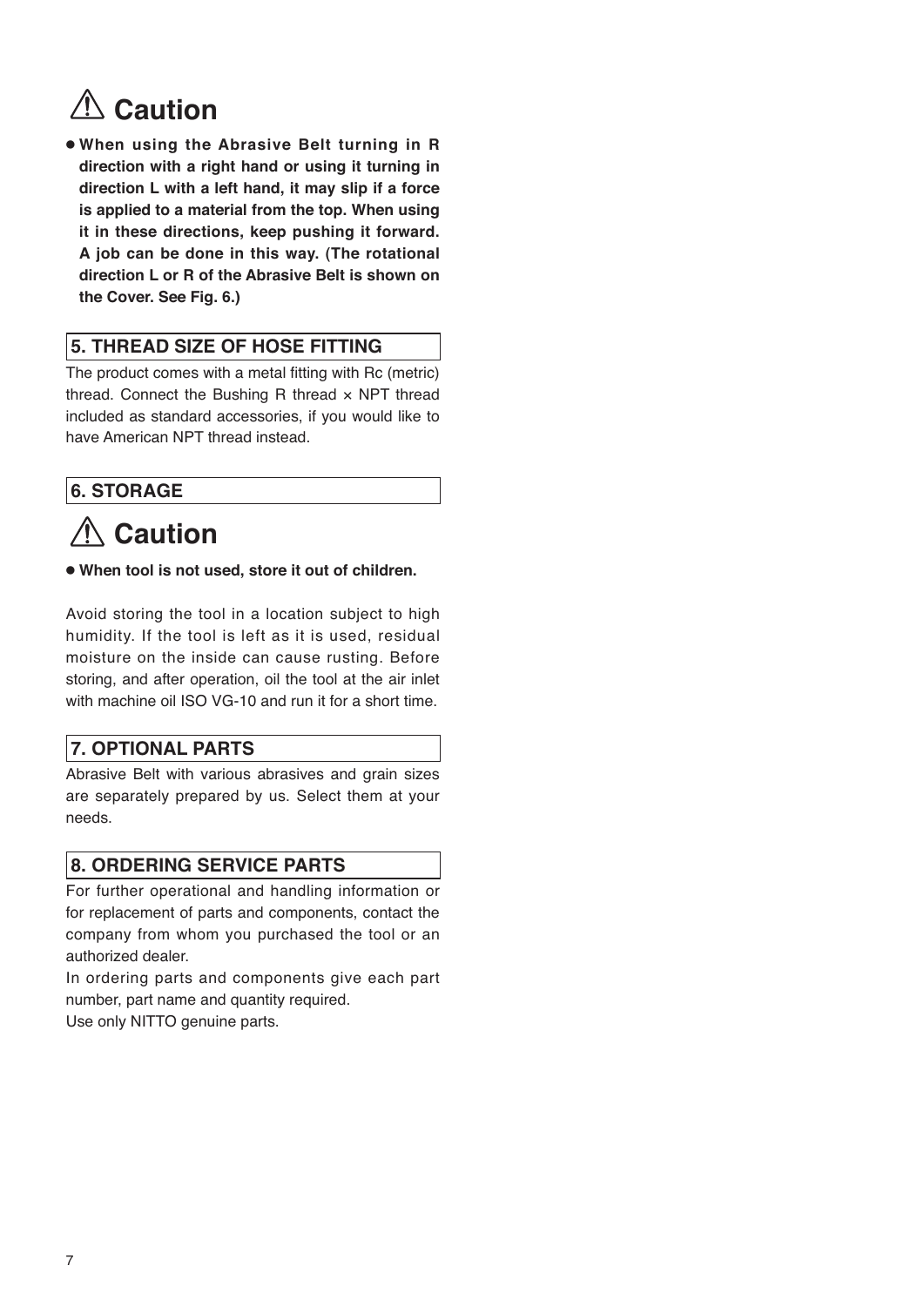## ⚠ Caution

- **When using the Abrasive Belt turning in R direction with a right hand or using it turning in direction L with a left hand, it may slip if a force is applied to a material from the top. When using it in these directions, keep pushing it forward. A job can be done in this way. (The rotational direction L or R of the Abrasive Belt is shown on the Cover. See Fig. 6.)**

## 5. THREAD SIZE OF HOSE FITTING

The product comes with a metal fitting with Rc (metric) thread. Connect the Bushing R thread × NPT thread included as standard accessories, if you would like to have American NPT thread instead.

## 6. STORAGE

## ⚠ Caution

- **When tool is not used, store it out of children.**

Avoid storing the tool in a location subject to high humidity. If the tool is left as it is used, residual moisture on the inside can cause rusting. Before storing, and after operation, oil the tool at the air inlet with machine oil ISO VG-10 and run it for a short time.

## 7. OPTIONAL PARTS

Abrasive Belt with various abrasives and grain sizes are separately prepared by us. Select them at your needs.

## 8. ORDERING SERVICE PARTS

For further operational and handling information or for replacement of parts and components, contact the company from whom you purchased the tool or an authorized dealer.

In ordering parts and components give each part number, part name and quantity required.

Use only NITTO genuine parts.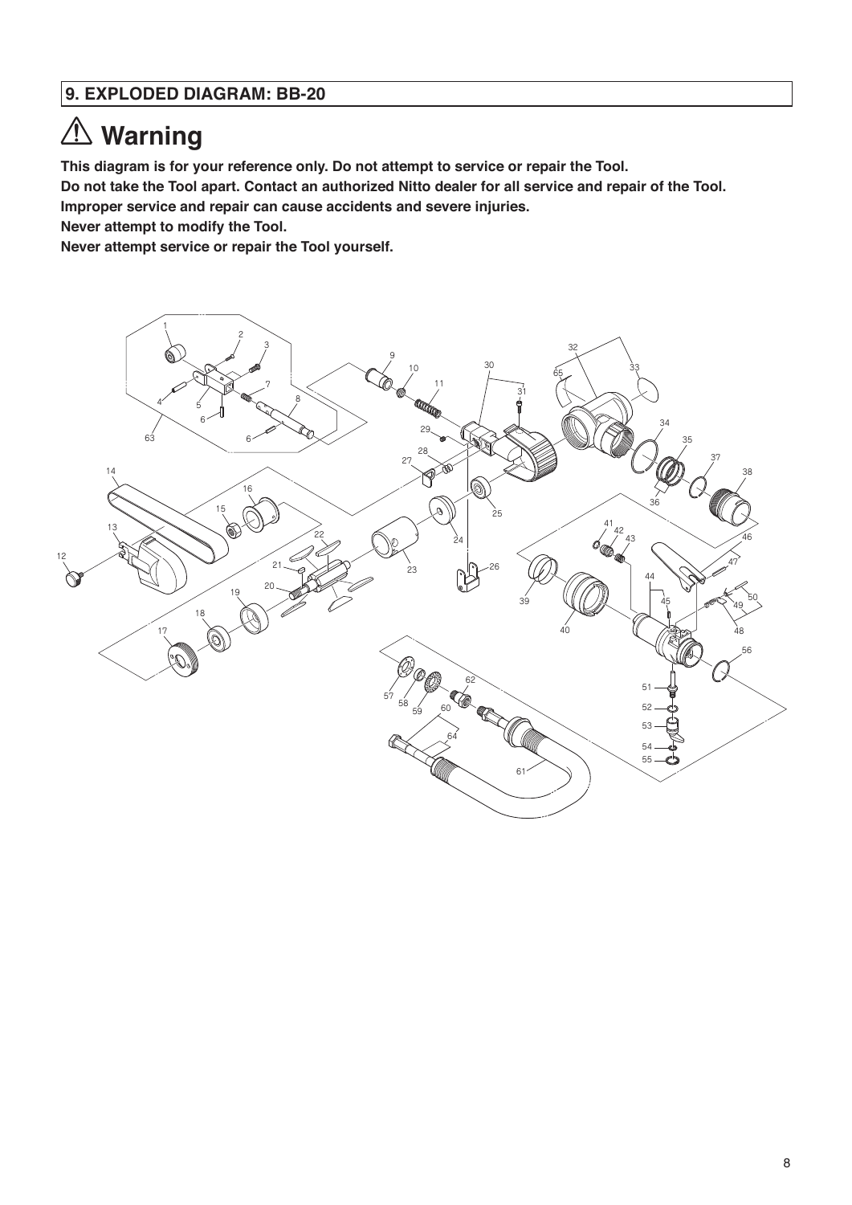## 9. EXPLODED DIAGRAM: BB-20

# ⚠ Warning

**This diagram is for your reference only. Do not attempt to service or repair the Tool.**
**Do not take the Tool apart. Contact an authorized Nitto dealer for all service and repair of the Tool.**
**Improper service and repair can cause accidents and severe injuries.**
**Never attempt to modify the Tool.**
**Never attempt service or repair the Tool yourself.**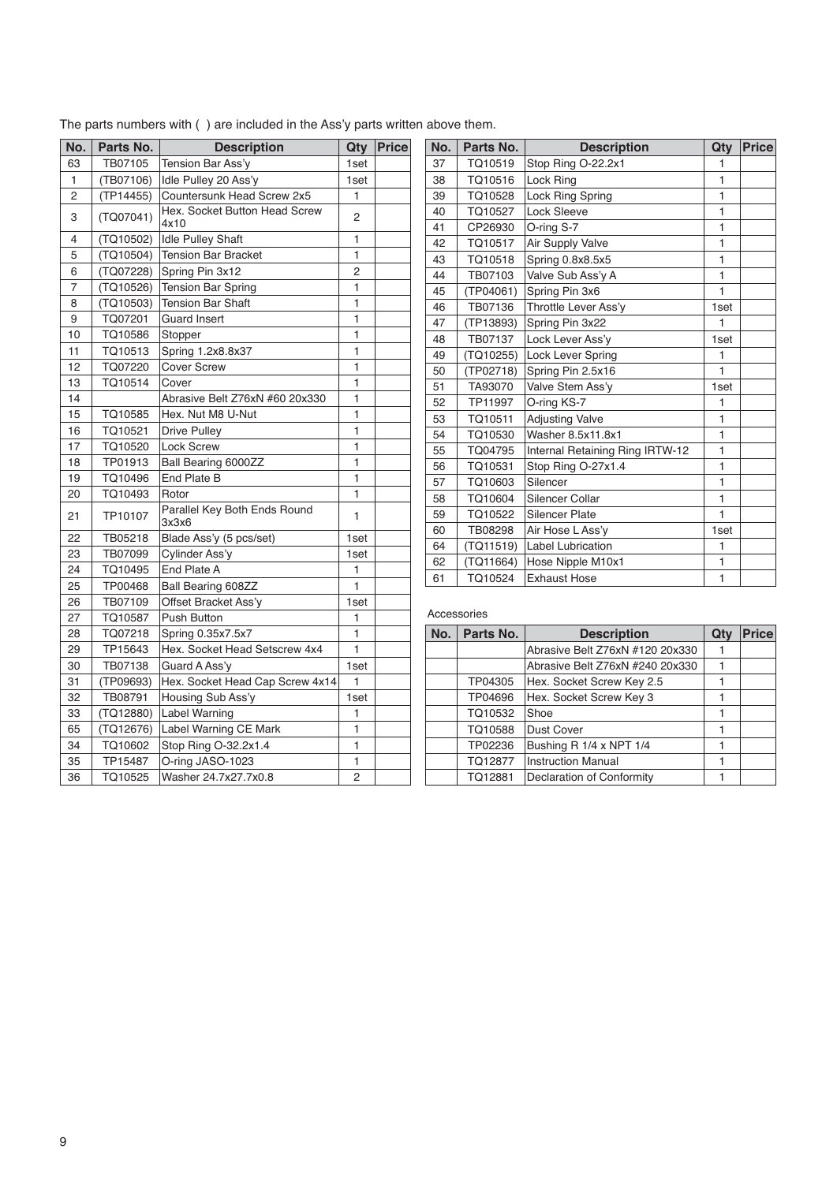The parts numbers with ( ) are included in the Ass'y parts written above them.

| No. | Parts No. | Description | Qty | Price |
|---|---|---|---|---|
| 63 | TB07105 | Tension Bar Ass'y | 1set | |
| 1 | (TB07106) | Idle Pulley 20 Ass'y | 1set | |
| 2 | (TP14455) | Countersunk Head Screw 2x5 | 1 | |
| 3 | (TQ07041) | Hex. Socket Button Head Screw 4x10 | 2 | |
| 4 | (TQ10502) | Idle Pulley Shaft | 1 | |
| 5 | (TQ10504) | Tension Bar Bracket | 1 | |
| 6 | (TQ07228) | Spring Pin 3x12 | 2 | |
| 7 | (TQ10526) | Tension Bar Spring | 1 | |
| 8 | (TQ10503) | Tension Bar Shaft | 1 | |
| 9 | TQ07201 | Guard Insert | 1 | |
| 10 | TQ10586 | Stopper | 1 | |
| 11 | TQ10513 | Spring 1.2x8.8x37 | 1 | |
| 12 | TQ07220 | Cover Screw | 1 | |
| 13 | TQ10514 | Cover | 1 | |
| 14 | | Abrasive Belt Z76xN #60 20x330 | 1 | |
| 15 | TQ10585 | Hex. Nut M8 U-Nut | 1 | |
| 16 | TQ10521 | Drive Pulley | 1 | |
| 17 | TQ10520 | Lock Screw | 1 | |
| 18 | TP01913 | Ball Bearing 6000ZZ | 1 | |
| 19 | TQ10496 | End Plate B | 1 | |
| 20 | TQ10493 | Rotor | 1 | |
| 21 | TP10107 | Parallel Key Both Ends Round 3x3x6 | 1 | |
| 22 | TB05218 | Blade Ass'y (5 pcs/set) | 1set | |
| 23 | TB07099 | Cylinder Ass'y | 1set | |
| 24 | TQ10495 | End Plate A | 1 | |
| 25 | TP00468 | Ball Bearing 608ZZ | 1 | |
| 26 | TB07109 | Offset Bracket Ass'y | 1set | |
| 27 | TQ10587 | Push Button | 1 | |
| 28 | TQ07218 | Spring 0.35x7.5x7 | 1 | |
| 29 | TP15643 | Hex. Socket Head Setscrew 4x4 | 1 | |
| 30 | TB07138 | Guard A Ass'y | 1set | |
| 31 | (TP09693) | Hex. Socket Head Cap Screw 4x14 | 1 | |
| 32 | TB08791 | Housing Sub Ass'y | 1set | |
| 33 | (TQ12880) | Label Warning | 1 | |
| 65 | (TQ12676) | Label Warning CE Mark | 1 | |
| 34 | TQ10602 | Stop Ring O-32.2x1.4 | 1 | |
| 35 | TP15487 | O-ring JASO-1023 | 1 | |
| 36 | TQ10525 | Washer 24.7x27.7x0.8 | 2 | |
| 37 | TQ10519 | Stop Ring O-22.2x1 | 1 | |
| 38 | TQ10516 | Lock Ring | 1 | |
| 39 | TQ10528 | Lock Ring Spring | 1 | |
| 40 | TQ10527 | Lock Sleeve | 1 | |
| 41 | CP26930 | O-ring S-7 | 1 | |
| 42 | TQ10517 | Air Supply Valve | 1 | |
| 43 | TQ10518 | Spring 0.8x8.5x5 | 1 | |
| 44 | TB07103 | Valve Sub Ass'y A | 1 | |
| 45 | (TP04061) | Spring Pin 3x6 | 1 | |
| 46 | TB07136 | Throttle Lever Ass'y | 1set | |
| 47 | (TP13893) | Spring Pin 3x22 | 1 | |
| 48 | TB07137 | Lock Lever Ass'y | 1set | |
| 49 | (TQ10255) | Lock Lever Spring | 1 | |
| 50 | (TP02718) | Spring Pin 2.5x16 | 1 | |
| 51 | TA93070 | Valve Stem Ass'y | 1set | |
| 52 | TP11997 | O-ring KS-7 | 1 | |
| 53 | TQ10511 | Adjusting Valve | 1 | |
| 54 | TQ10530 | Washer 8.5x11.8x1 | 1 | |
| 55 | TQ04795 | Internal Retaining Ring IRTW-12 | 1 | |
| 56 | TQ10531 | Stop Ring O-27x1.4 | 1 | |
| 57 | TQ10603 | Silencer | 1 | |
| 58 | TQ10604 | Silencer Collar | 1 | |
| 59 | TQ10522 | Silencer Plate | 1 | |
| 60 | TB08298 | Air Hose L Ass'y | 1set | |
| 64 | (TQ11519) | Label Lubrication | 1 | |
| 62 | (TQ11664) | Hose Nipple M10x1 | 1 | |
| 61 | TQ10524 | Exhaust Hose | 1 | |

Accessories

| No. | Parts No. | Description | Qty | Price |
|---|---|---|---|---|
| | | Abrasive Belt Z76xN #120 20x330 | 1 | |
| | | Abrasive Belt Z76xN #240 20x330 | 1 | |
| | TP04305 | Hex. Socket Screw Key 2.5 | 1 | |
| | TP04696 | Hex. Socket Screw Key 3 | 1 | |
| | TQ10532 | Shoe | 1 | |
| | TQ10588 | Dust Cover | 1 | |
| | TP02236 | Bushing R 1/4 x NPT 1/4 | 1 | |
| | TQ12877 | Instruction Manual | 1 | |
| | TQ12881 | Declaration of Conformity | 1 | |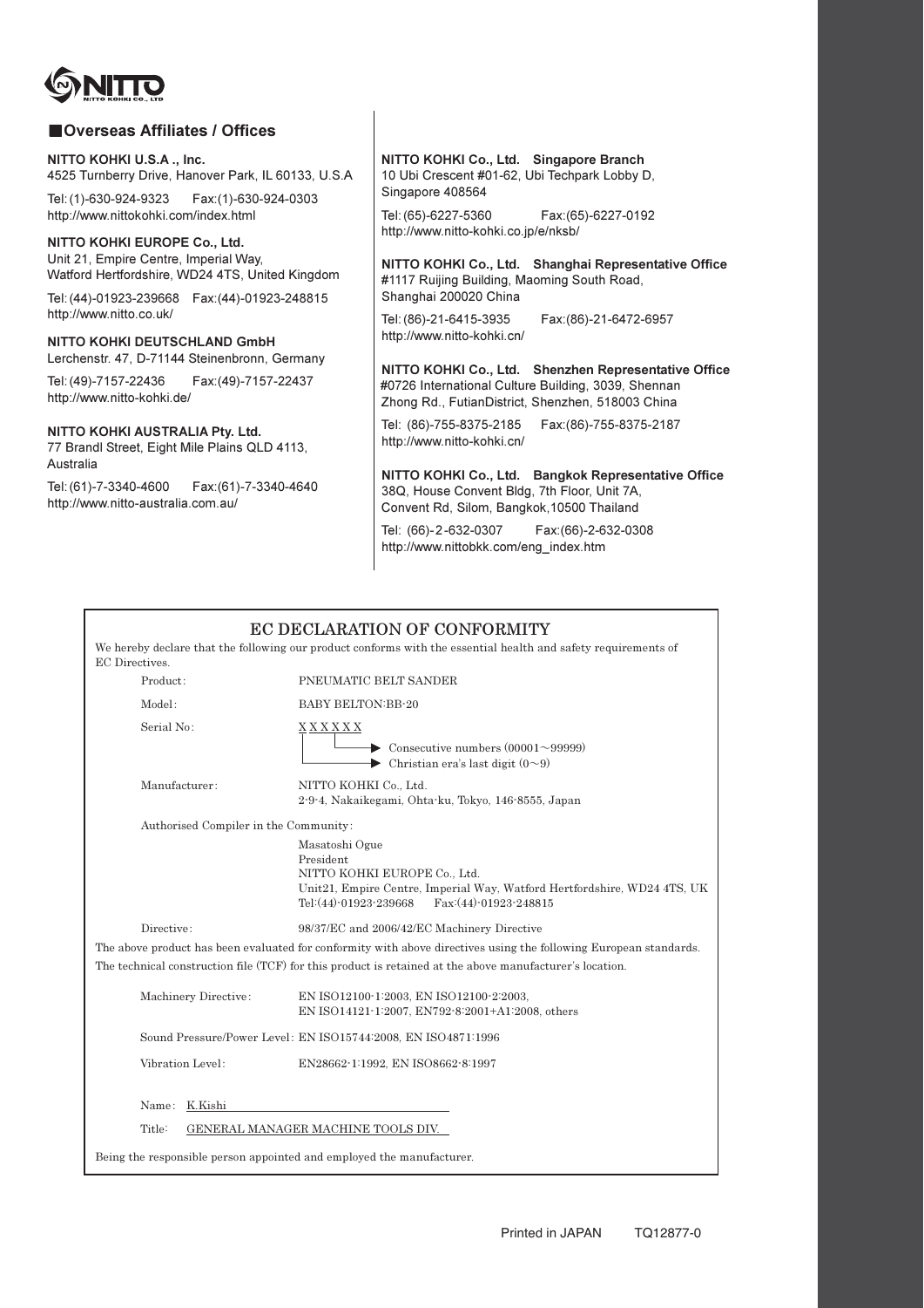NITTO KOHKI CO., LTD

## ■Overseas Affiliates / Offices

**NITTO KOHKI U.S.A ., Inc.**
4525 Turnberry Drive, Hanover Park, IL 60133, U.S.A

Tel: (1)-630-924-9323 Fax:(1)-630-924-0303
http://www.nittokohki.com/index.html

**NITTO KOHKI EUROPE Co., Ltd.**
Unit 21, Empire Centre, Imperial Way,
Watford Hertfordshire, WD24 4TS, United Kingdom

Tel: (44)-01923-239668 Fax:(44)-01923-248815
http://www.nitto.co.uk/

**NITTO KOHKI DEUTSCHLAND GmbH**
Lerchenstr. 47, D-71144 Steinenbronn, Germany

Tel: (49)-7157-22436 Fax:(49)-7157-22437
http://www.nitto-kohki.de/

**NITTO KOHKI AUSTRALIA Pty. Ltd.**
77 Brandl Street, Eight Mile Plains QLD 4113,
Australia

Tel: (61)-7-3340-4600 Fax:(61)-7-3340-4640
http://www.nitto-australia.com.au/

**NITTO KOHKI Co., Ltd. Singapore Branch**
10 Ubi Crescent #01-62, Ubi Techpark Lobby D,
Singapore 408564

Tel: (65)-6227-5360 Fax:(65)-6227-0192
http://www.nitto-kohki.co.jp/e/nksb/

**NITTO KOHKI Co., Ltd. Shanghai Representative Office**
#1117 Ruijing Building, Maoming South Road,
Shanghai 200020 China

Tel: (86)-21-6415-3935 Fax:(86)-21-6472-6957
http://www.nitto-kohki.cn/

**NITTO KOHKI Co., Ltd. Shenzhen Representative Office**
#0726 International Culture Building, 3039, Shennan
Zhong Rd., FutianDistrict, Shenzhen, 518003 China

Tel: (86)-755-8375-2185 Fax:(86)-755-8375-2187
http://www.nitto-kohki.cn/

**NITTO KOHKI Co., Ltd. Bangkok Representative Office**
38Q, House Convent Bldg, 7th Floor, Unit 7A,
Convent Rd, Silom, Bangkok,10500 Thailand

Tel: (66)-2-632-0307 Fax:(66)-2-632-0308
http://www.nittobkk.com/eng_index.htm

## EC DECLARATION OF CONFORMITY

We hereby declare that the following our product conforms with the essential health and safety requirements of EC Directives.

Product: PNEUMATIC BELT SANDER

Model: BABY BELTON:BB-20

Serial No: X X X X X X
- Consecutive numbers (00001～99999)
- Christian era's last digit (0～9)

Manufacturer: NITTO KOHKI Co., Ltd.
2-9-4, Nakaikegami, Ohta-ku, Tokyo, 146-8555, Japan

Authorised Compiler in the Community:
Masatoshi Ogue
President
NITTO KOHKI EUROPE Co., Ltd.
Unit21, Empire Centre, Imperial Way, Watford Hertfordshire, WD24 4TS, UK
Tel:(44)-01923-239668 Fax:(44)-01923-248815

Directive: 98/37/EC and 2006/42/EC Machinery Directive

The above product has been evaluated for conformity with above directives using the following European standards.
The technical construction file (TCF) for this product is retained at the above manufacturer's location.

Machinery Directive: EN ISO12100-1:2003, EN ISO12100-2:2003,
EN ISO14121-1:2007, EN792-8:2001+A1:2008, others

Sound Pressure/Power Level: EN ISO15744:2008, EN ISO4871:1996

Vibration Level: EN28662-1:1992, EN ISO8662-8:1997

Name: K.Kishi

Title: GENERAL MANAGER MACHINE TOOLS DIV.

Being the responsible person appointed and employed the manufacturer.

Printed in JAPAN TQ12877-0